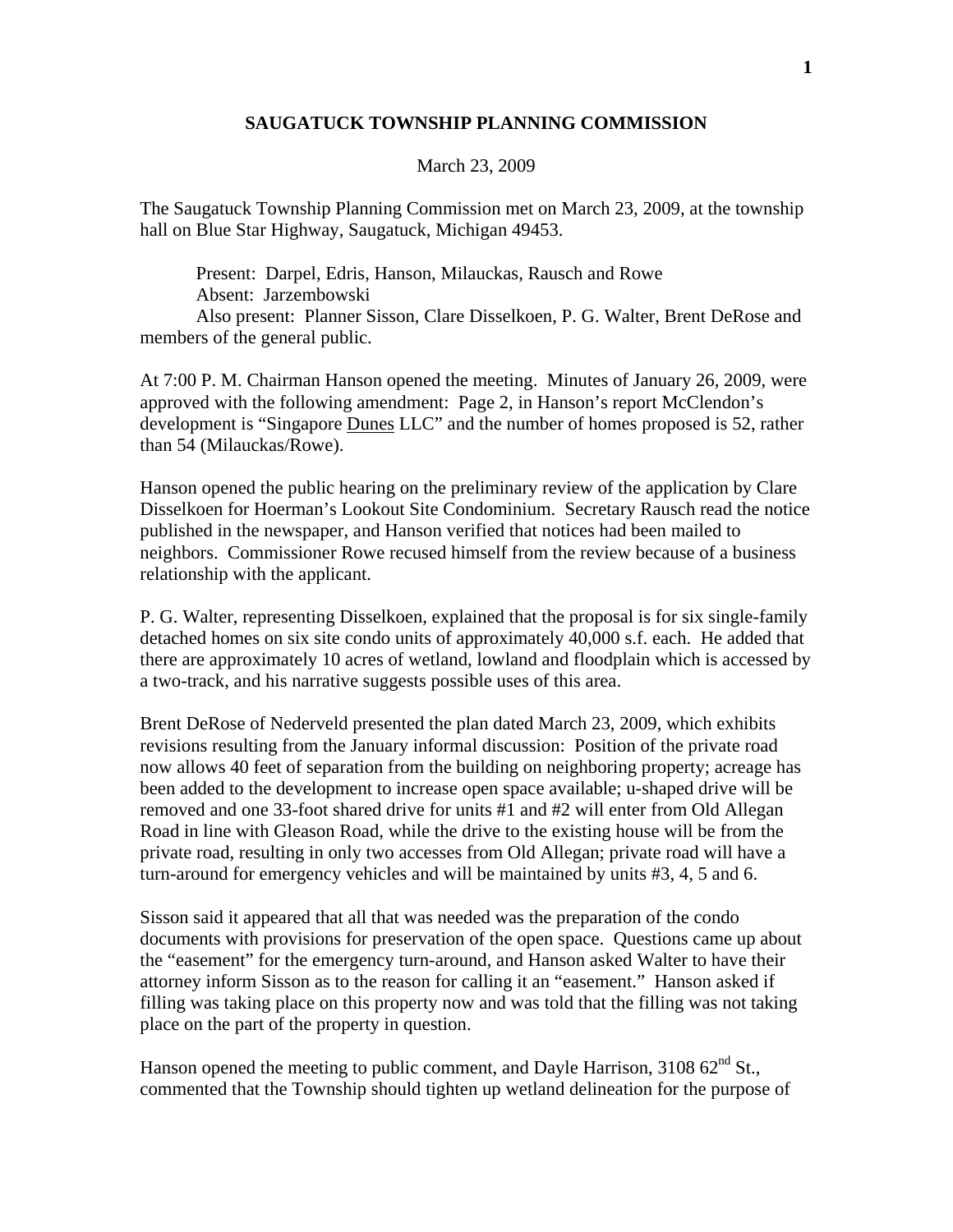# SAUGATUCK TOWNSHIP PLANNING COMMISSION

March 23, 2009

The Saugatuck Township Planning Commission met on March 23, 2009, at the township hall on Blue Star Highway, Saugatuck, Michigan 49453.

Present: Darpel, Edris, Hanson, Milauckas, Rausch and Rowe
Absent: Jarzembowski
Also present: Planner Sisson, Clare Disselkoen, P. G. Walter, Brent DeRose and members of the general public.

At 7:00 P. M. Chairman Hanson opened the meeting. Minutes of January 26, 2009, were approved with the following amendment: Page 2, in Hanson's report McClendon's development is "Singapore Dunes LLC" and the number of homes proposed is 52, rather than 54 (Milauckas/Rowe).

Hanson opened the public hearing on the preliminary review of the application by Clare Disselkoen for Hoerman's Lookout Site Condominium. Secretary Rausch read the notice published in the newspaper, and Hanson verified that notices had been mailed to neighbors. Commissioner Rowe recused himself from the review because of a business relationship with the applicant.

P. G. Walter, representing Disselkoen, explained that the proposal is for six single-family detached homes on six site condo units of approximately 40,000 s.f. each. He added that there are approximately 10 acres of wetland, lowland and floodplain which is accessed by a two-track, and his narrative suggests possible uses of this area.

Brent DeRose of Nederveld presented the plan dated March 23, 2009, which exhibits revisions resulting from the January informal discussion: Position of the private road now allows 40 feet of separation from the building on neighboring property; acreage has been added to the development to increase open space available; u-shaped drive will be removed and one 33-foot shared drive for units #1 and #2 will enter from Old Allegan Road in line with Gleason Road, while the drive to the existing house will be from the private road, resulting in only two accesses from Old Allegan; private road will have a turn-around for emergency vehicles and will be maintained by units #3, 4, 5 and 6.

Sisson said it appeared that all that was needed was the preparation of the condo documents with provisions for preservation of the open space. Questions came up about the "easement" for the emergency turn-around, and Hanson asked Walter to have their attorney inform Sisson as to the reason for calling it an "easement." Hanson asked if filling was taking place on this property now and was told that the filling was not taking place on the part of the property in question.

Hanson opened the meeting to public comment, and Dayle Harrison, 3108 62nd St., commented that the Township should tighten up wetland delineation for the purpose of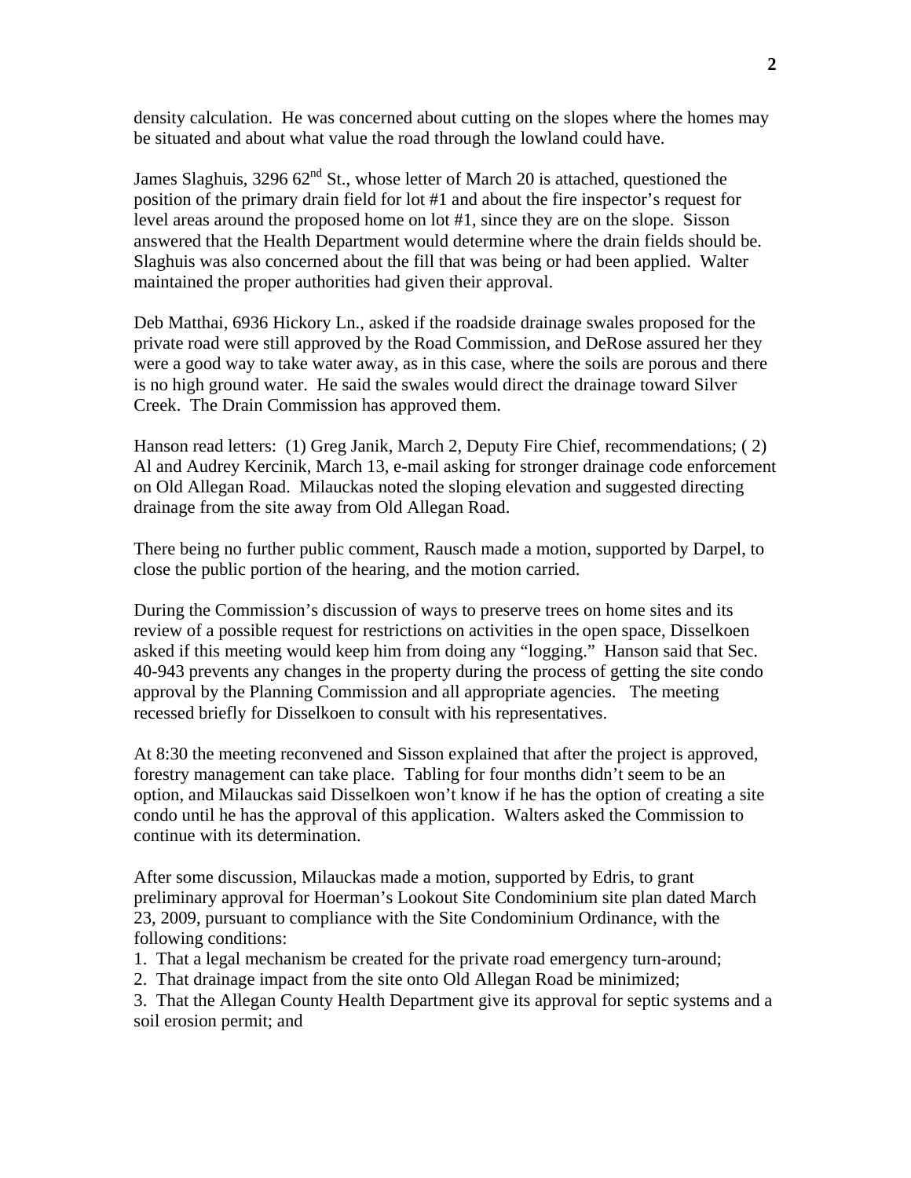density calculation. He was concerned about cutting on the slopes where the homes may be situated and about what value the road through the lowland could have.

James Slaghuis, 3296 62nd St., whose letter of March 20 is attached, questioned the position of the primary drain field for lot #1 and about the fire inspector's request for level areas around the proposed home on lot #1, since they are on the slope. Sisson answered that the Health Department would determine where the drain fields should be. Slaghuis was also concerned about the fill that was being or had been applied. Walter maintained the proper authorities had given their approval.

Deb Matthai, 6936 Hickory Ln., asked if the roadside drainage swales proposed for the private road were still approved by the Road Commission, and DeRose assured her they were a good way to take water away, as in this case, where the soils are porous and there is no high ground water. He said the swales would direct the drainage toward Silver Creek. The Drain Commission has approved them.

Hanson read letters: (1) Greg Janik, March 2, Deputy Fire Chief, recommendations; ( 2) Al and Audrey Kercinik, March 13, e-mail asking for stronger drainage code enforcement on Old Allegan Road. Milauckas noted the sloping elevation and suggested directing drainage from the site away from Old Allegan Road.

There being no further public comment, Rausch made a motion, supported by Darpel, to close the public portion of the hearing, and the motion carried.

During the Commission's discussion of ways to preserve trees on home sites and its review of a possible request for restrictions on activities in the open space, Disselkoen asked if this meeting would keep him from doing any "logging." Hanson said that Sec. 40-943 prevents any changes in the property during the process of getting the site condo approval by the Planning Commission and all appropriate agencies. The meeting recessed briefly for Disselkoen to consult with his representatives.

At 8:30 the meeting reconvened and Sisson explained that after the project is approved, forestry management can take place. Tabling for four months didn't seem to be an option, and Milauckas said Disselkoen won't know if he has the option of creating a site condo until he has the approval of this application. Walters asked the Commission to continue with its determination.

After some discussion, Milauckas made a motion, supported by Edris, to grant preliminary approval for Hoerman's Lookout Site Condominium site plan dated March 23, 2009, pursuant to compliance with the Site Condominium Ordinance, with the following conditions:

1. That a legal mechanism be created for the private road emergency turn-around;
2. That drainage impact from the site onto Old Allegan Road be minimized;
3. That the Allegan County Health Department give its approval for septic systems and a soil erosion permit; and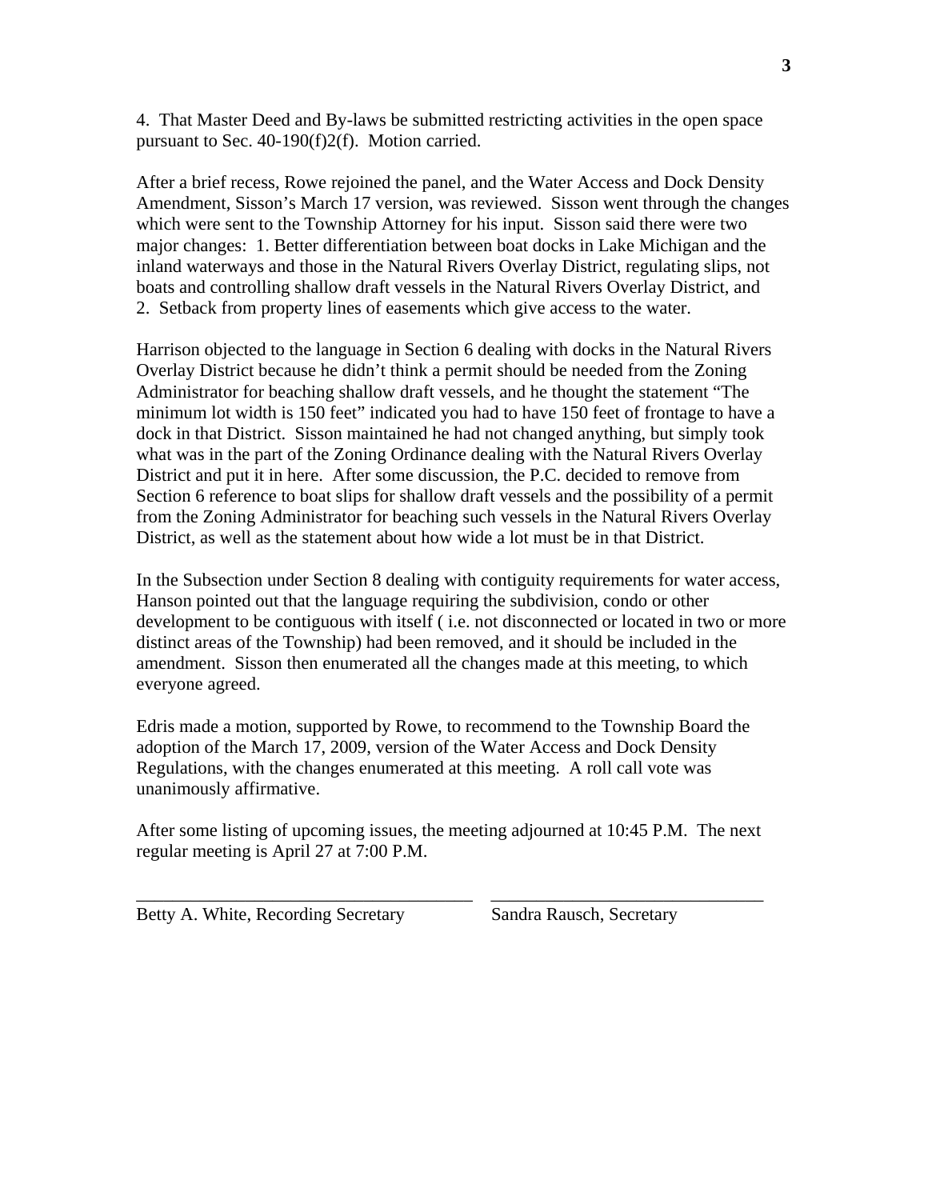4. That Master Deed and By-laws be submitted restricting activities in the open space pursuant to Sec. 40-190(f)2(f). Motion carried.

After a brief recess, Rowe rejoined the panel, and the Water Access and Dock Density Amendment, Sisson's March 17 version, was reviewed. Sisson went through the changes which were sent to the Township Attorney for his input. Sisson said there were two major changes: 1. Better differentiation between boat docks in Lake Michigan and the inland waterways and those in the Natural Rivers Overlay District, regulating slips, not boats and controlling shallow draft vessels in the Natural Rivers Overlay District, and 2. Setback from property lines of easements which give access to the water.

Harrison objected to the language in Section 6 dealing with docks in the Natural Rivers Overlay District because he didn't think a permit should be needed from the Zoning Administrator for beaching shallow draft vessels, and he thought the statement "The minimum lot width is 150 feet" indicated you had to have 150 feet of frontage to have a dock in that District. Sisson maintained he had not changed anything, but simply took what was in the part of the Zoning Ordinance dealing with the Natural Rivers Overlay District and put it in here. After some discussion, the P.C. decided to remove from Section 6 reference to boat slips for shallow draft vessels and the possibility of a permit from the Zoning Administrator for beaching such vessels in the Natural Rivers Overlay District, as well as the statement about how wide a lot must be in that District.

In the Subsection under Section 8 dealing with contiguity requirements for water access, Hanson pointed out that the language requiring the subdivision, condo or other development to be contiguous with itself ( i.e. not disconnected or located in two or more distinct areas of the Township) had been removed, and it should be included in the amendment. Sisson then enumerated all the changes made at this meeting, to which everyone agreed.

Edris made a motion, supported by Rowe, to recommend to the Township Board the adoption of the March 17, 2009, version of the Water Access and Dock Density Regulations, with the changes enumerated at this meeting. A roll call vote was unanimously affirmative.

After some listing of upcoming issues, the meeting adjourned at 10:45 P.M. The next regular meeting is April 27 at 7:00 P.M.

\_\_\_\_\_\_\_\_\_\_\_\_\_\_\_\_\_\_\_\_\_\_\_\_\_\_\_\_\_\_\_\_\_\_\_\_\_\_ \_\_\_\_\_\_\_\_\_\_\_\_\_\_\_\_\_\_\_\_\_\_\_\_\_\_\_\_\_\_\_\_\_\_

Betty A. White, Recording Secretary    Sandra Rausch, Secretary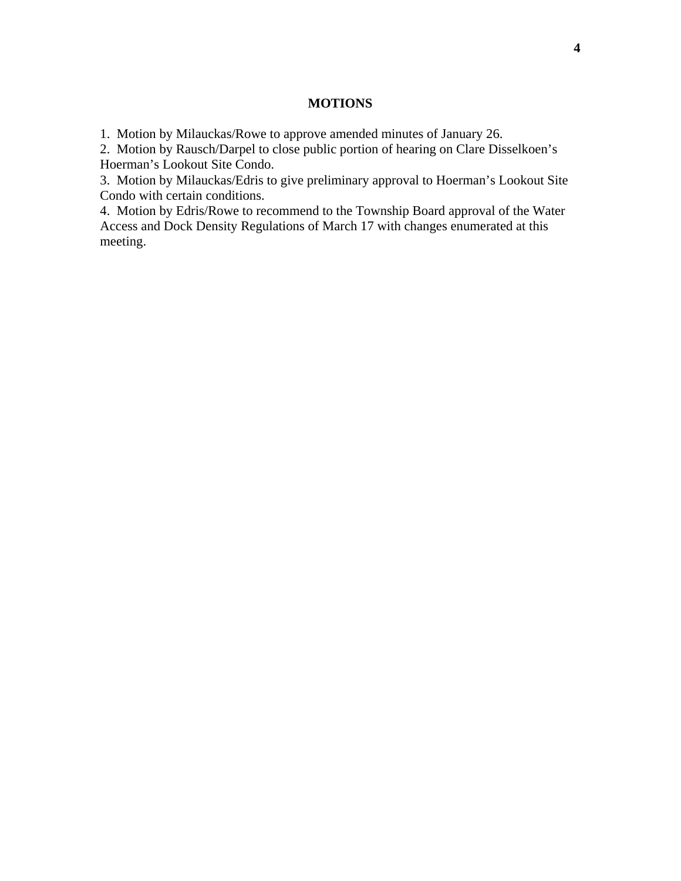## MOTIONS

1. Motion by Milauckas/Rowe to approve amended minutes of January 26.
2. Motion by Rausch/Darpel to close public portion of hearing on Clare Disselkoen's Hoerman's Lookout Site Condo.
3. Motion by Milauckas/Edris to give preliminary approval to Hoerman's Lookout Site Condo with certain conditions.
4. Motion by Edris/Rowe to recommend to the Township Board approval of the Water Access and Dock Density Regulations of March 17 with changes enumerated at this meeting.